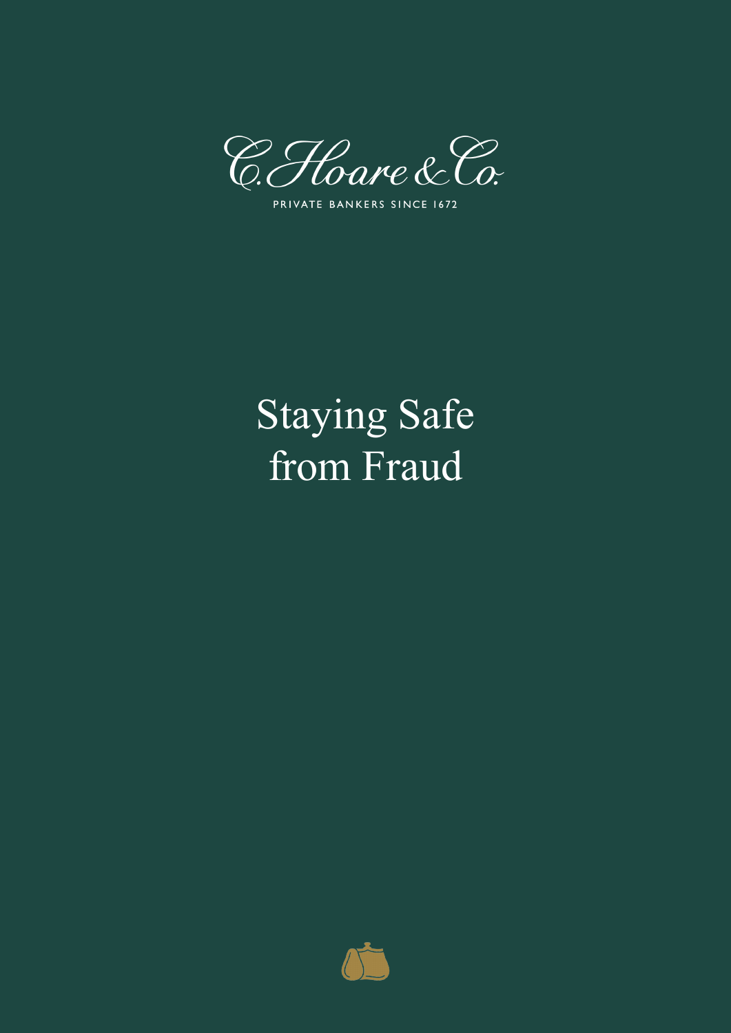C. Hoare & Co.

PRIVATE BANKERS SINCE 1672

# Staying Safe from Fraud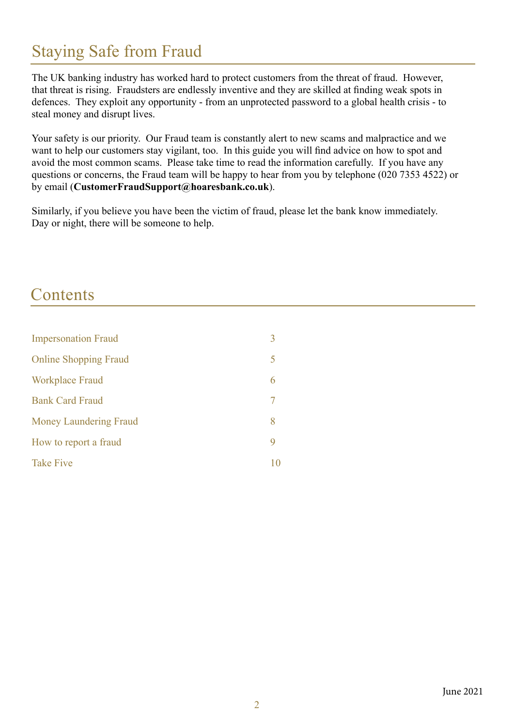# Staying Safe from Fraud

The UK banking industry has worked hard to protect customers from the threat of fraud. However, that threat is rising. Fraudsters are endlessly inventive and they are skilled at finding weak spots in defences. They exploit any opportunity - from an unprotected password to a global health crisis - to steal money and disrupt lives.

Your safety is our priority. Our Fraud team is constantly alert to new scams and malpractice and we want to help our customers stay vigilant, too. In this guide you will find advice on how to spot and avoid the most common scams. Please take time to read the information carefully. If you have any questions or concerns, the Fraud team will be happy to hear from you by telephone (020 7353 4522) or by email (**CustomerFraudSupport@hoaresbank.co.uk**).

Similarly, if you believe you have been the victim of fraud, please let the bank know immediately. Day or night, there will be someone to help.

# Contents

| | |
|---|---|
| Impersonation Fraud | 3 |
| Online Shopping Fraud | 5 |
| Workplace Fraud | 6 |
| Bank Card Fraud | 7 |
| Money Laundering Fraud | 8 |
| How to report a fraud | 9 |
| Take Five | 10 |

June 2021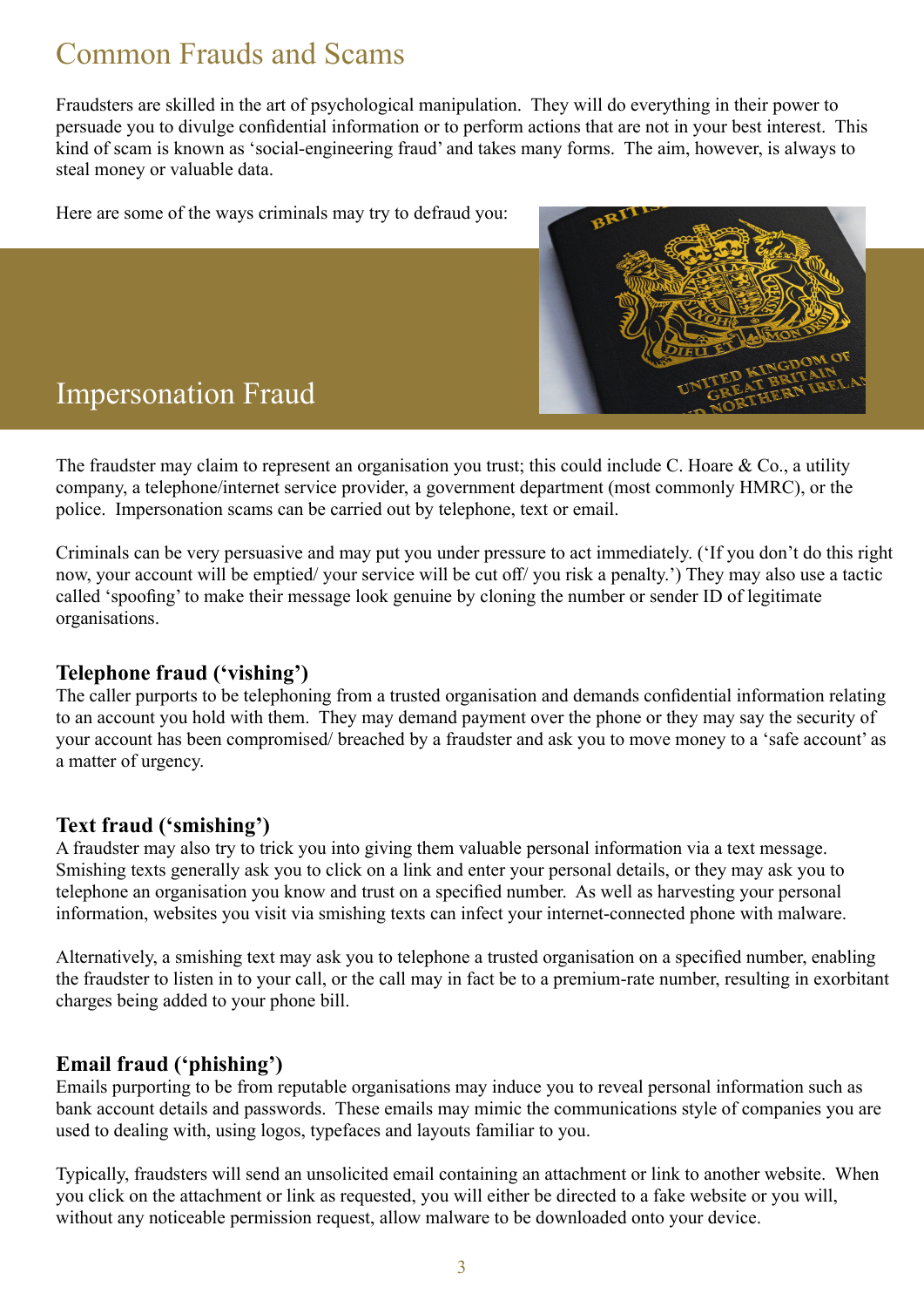# Common Frauds and Scams

Fraudsters are skilled in the art of psychological manipulation. They will do everything in their power to persuade you to divulge confidential information or to perform actions that are not in your best interest. This kind of scam is known as 'social-engineering fraud' and takes many forms. The aim, however, is always to steal money or valuable data.

Here are some of the ways criminals may try to defraud you:

## Impersonation Fraud

The fraudster may claim to represent an organisation you trust; this could include C. Hoare & Co., a utility company, a telephone/internet service provider, a government department (most commonly HMRC), or the police. Impersonation scams can be carried out by telephone, text or email.

Criminals can be very persuasive and may put you under pressure to act immediately. ('If you don't do this right now, your account will be emptied/ your service will be cut off/ you risk a penalty.') They may also use a tactic called 'spoofing' to make their message look genuine by cloning the number or sender ID of legitimate organisations.

### Telephone fraud ('vishing')

The caller purports to be telephoning from a trusted organisation and demands confidential information relating to an account you hold with them. They may demand payment over the phone or they may say the security of your account has been compromised/ breached by a fraudster and ask you to move money to a 'safe account' as a matter of urgency.

### Text fraud ('smishing')

A fraudster may also try to trick you into giving them valuable personal information via a text message. Smishing texts generally ask you to click on a link and enter your personal details, or they may ask you to telephone an organisation you know and trust on a specified number. As well as harvesting your personal information, websites you visit via smishing texts can infect your internet-connected phone with malware.

Alternatively, a smishing text may ask you to telephone a trusted organisation on a specified number, enabling the fraudster to listen in to your call, or the call may in fact be to a premium-rate number, resulting in exorbitant charges being added to your phone bill.

### Email fraud ('phishing')

Emails purporting to be from reputable organisations may induce you to reveal personal information such as bank account details and passwords. These emails may mimic the communications style of companies you are used to dealing with, using logos, typefaces and layouts familiar to you.

Typically, fraudsters will send an unsolicited email containing an attachment or link to another website. When you click on the attachment or link as requested, you will either be directed to a fake website or you will, without any noticeable permission request, allow malware to be downloaded onto your device.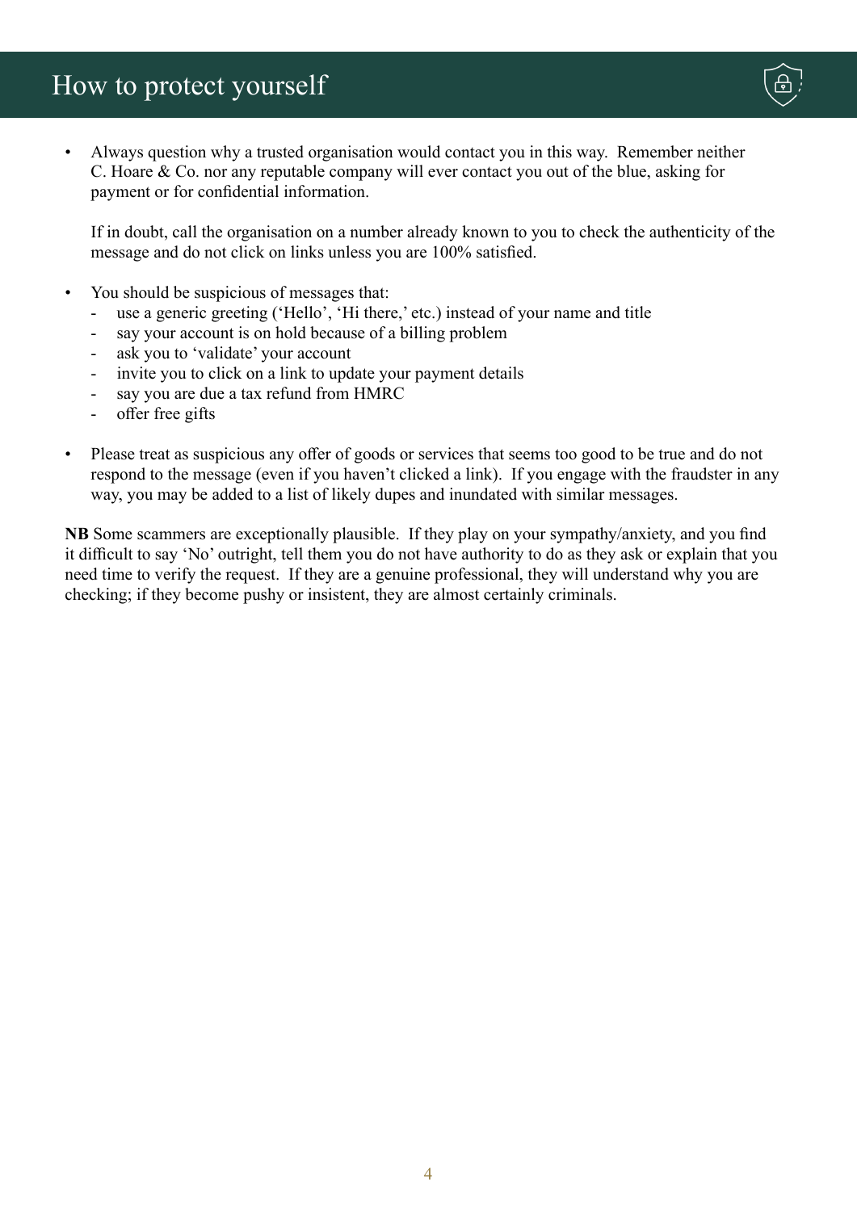# How to protect yourself

- Always question why a trusted organisation would contact you in this way. Remember neither C. Hoare & Co. nor any reputable company will ever contact you out of the blue, asking for payment or for confidential information.

  If in doubt, call the organisation on a number already known to you to check the authenticity of the message and do not click on links unless you are 100% satisfied.

- You should be suspicious of messages that:
  - use a generic greeting ('Hello', 'Hi there,' etc.) instead of your name and title
  - say your account is on hold because of a billing problem
  - ask you to 'validate' your account
  - invite you to click on a link to update your payment details
  - say you are due a tax refund from HMRC
  - offer free gifts

- Please treat as suspicious any offer of goods or services that seems too good to be true and do not respond to the message (even if you haven't clicked a link). If you engage with the fraudster in any way, you may be added to a list of likely dupes and inundated with similar messages.

**NB** Some scammers are exceptionally plausible. If they play on your sympathy/anxiety, and you find it difficult to say 'No' outright, tell them you do not have authority to do as they ask or explain that you need time to verify the request. If they are a genuine professional, they will understand why you are checking; if they become pushy or insistent, they are almost certainly criminals.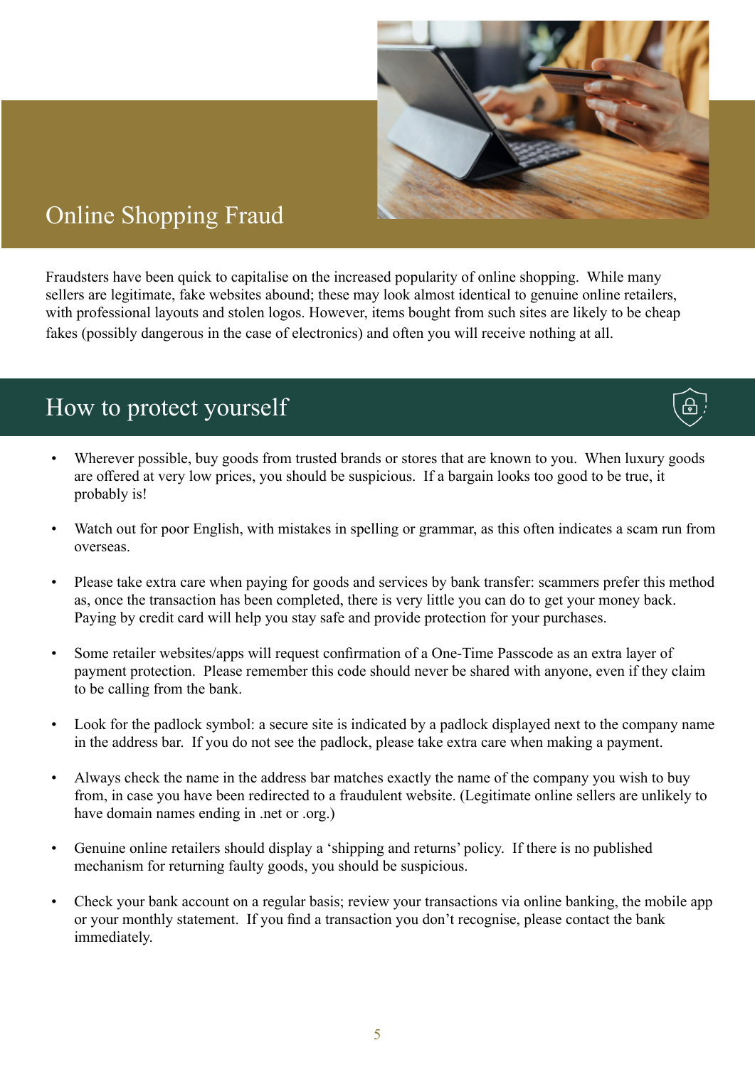# Online Shopping Fraud

Fraudsters have been quick to capitalise on the increased popularity of online shopping. While many sellers are legitimate, fake websites abound; these may look almost identical to genuine online retailers, with professional layouts and stolen logos. However, items bought from such sites are likely to be cheap fakes (possibly dangerous in the case of electronics) and often you will receive nothing at all.

## How to protect yourself

- Wherever possible, buy goods from trusted brands or stores that are known to you. When luxury goods are offered at very low prices, you should be suspicious. If a bargain looks too good to be true, it probably is!
- Watch out for poor English, with mistakes in spelling or grammar, as this often indicates a scam run from overseas.
- Please take extra care when paying for goods and services by bank transfer: scammers prefer this method as, once the transaction has been completed, there is very little you can do to get your money back. Paying by credit card will help you stay safe and provide protection for your purchases.
- Some retailer websites/apps will request confirmation of a One-Time Passcode as an extra layer of payment protection. Please remember this code should never be shared with anyone, even if they claim to be calling from the bank.
- Look for the padlock symbol: a secure site is indicated by a padlock displayed next to the company name in the address bar. If you do not see the padlock, please take extra care when making a payment.
- Always check the name in the address bar matches exactly the name of the company you wish to buy from, in case you have been redirected to a fraudulent website. (Legitimate online sellers are unlikely to have domain names ending in .net or .org.)
- Genuine online retailers should display a 'shipping and returns' policy. If there is no published mechanism for returning faulty goods, you should be suspicious.
- Check your bank account on a regular basis; review your transactions via online banking, the mobile app or your monthly statement. If you find a transaction you don't recognise, please contact the bank immediately.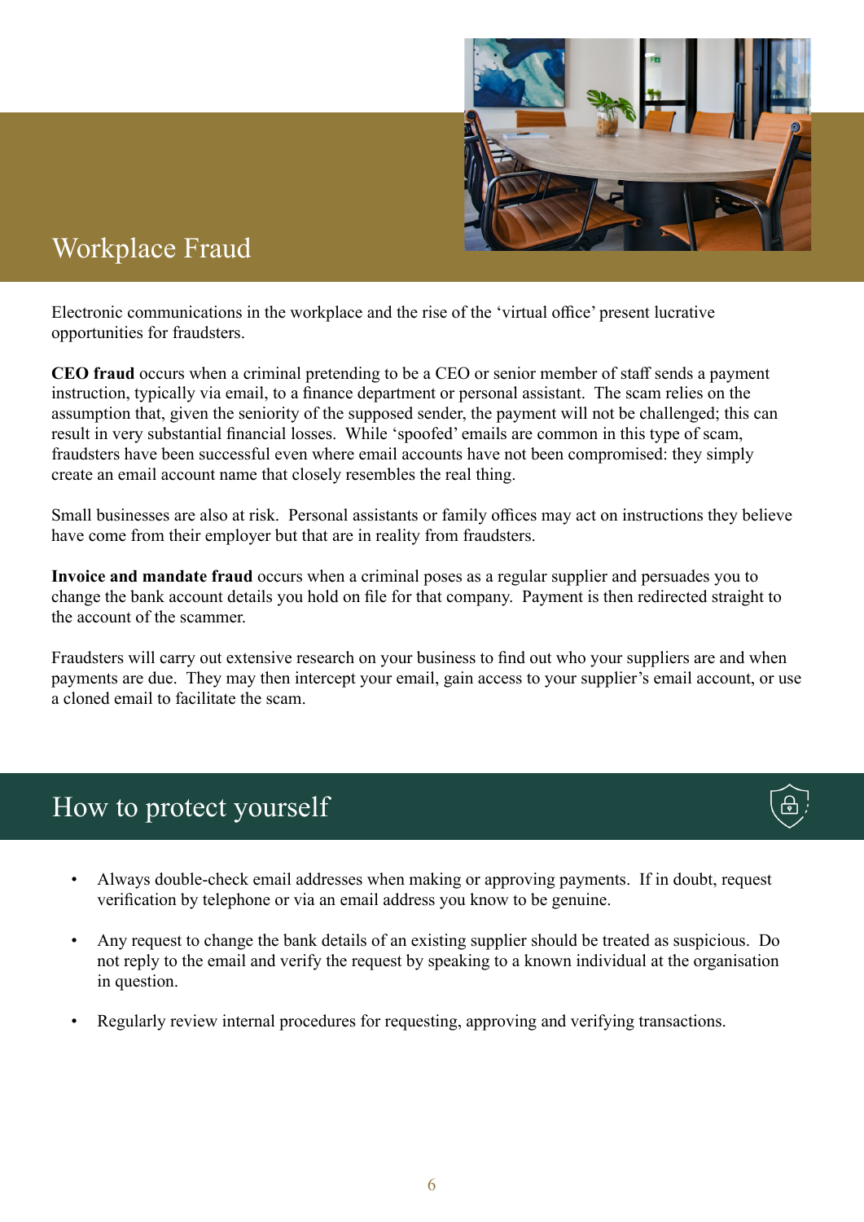# Workplace Fraud

Electronic communications in the workplace and the rise of the 'virtual office' present lucrative opportunities for fraudsters.

**CEO fraud** occurs when a criminal pretending to be a CEO or senior member of staff sends a payment instruction, typically via email, to a finance department or personal assistant. The scam relies on the assumption that, given the seniority of the supposed sender, the payment will not be challenged; this can result in very substantial financial losses. While 'spoofed' emails are common in this type of scam, fraudsters have been successful even where email accounts have not been compromised: they simply create an email account name that closely resembles the real thing.

Small businesses are also at risk. Personal assistants or family offices may act on instructions they believe have come from their employer but that are in reality from fraudsters.

**Invoice and mandate fraud** occurs when a criminal poses as a regular supplier and persuades you to change the bank account details you hold on file for that company. Payment is then redirected straight to the account of the scammer.

Fraudsters will carry out extensive research on your business to find out who your suppliers are and when payments are due. They may then intercept your email, gain access to your supplier's email account, or use a cloned email to facilitate the scam.

## How to protect yourself

- Always double-check email addresses when making or approving payments. If in doubt, request verification by telephone or via an email address you know to be genuine.
- Any request to change the bank details of an existing supplier should be treated as suspicious. Do not reply to the email and verify the request by speaking to a known individual at the organisation in question.
- Regularly review internal procedures for requesting, approving and verifying transactions.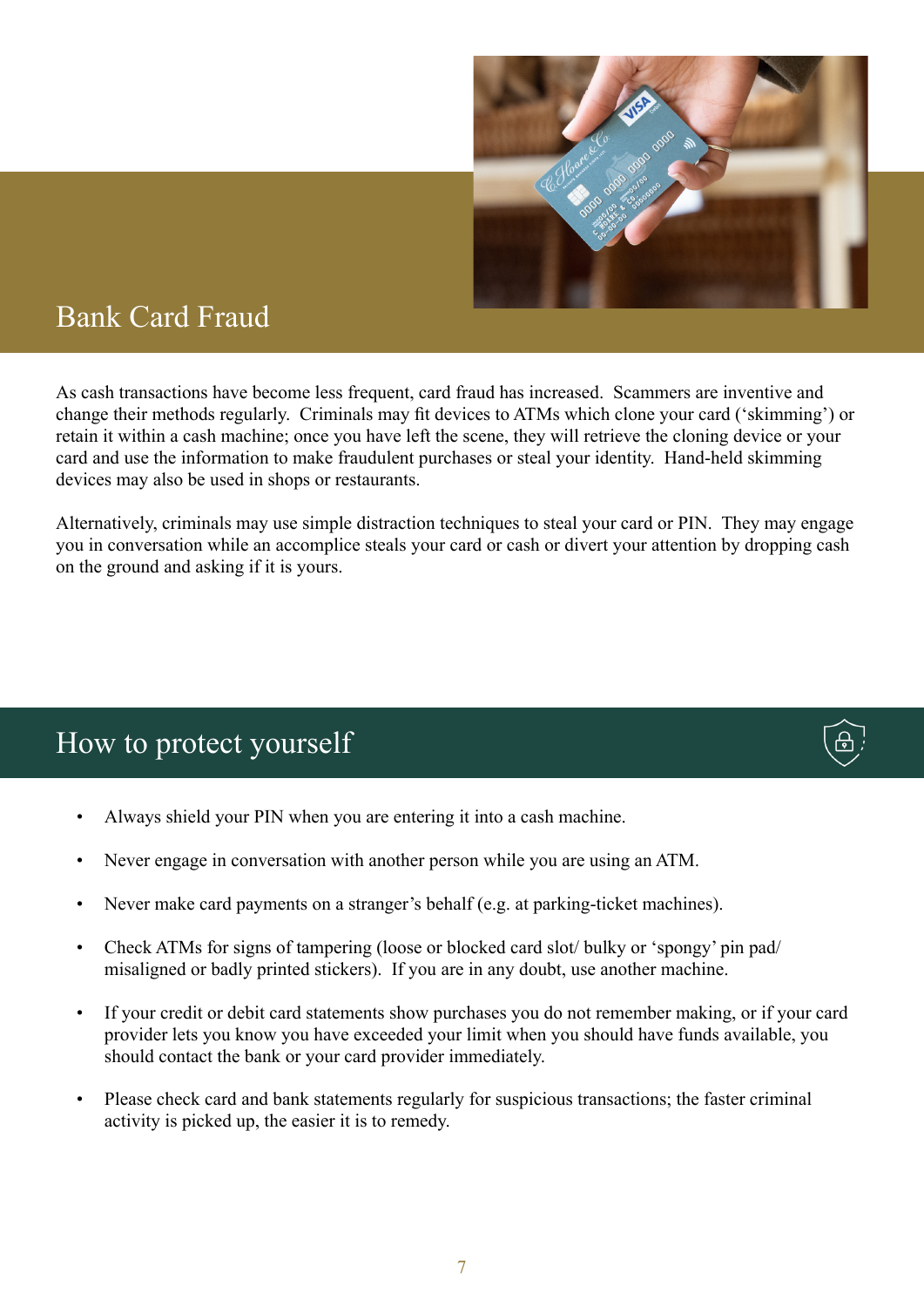# Bank Card Fraud

As cash transactions have become less frequent, card fraud has increased. Scammers are inventive and change their methods regularly. Criminals may fit devices to ATMs which clone your card ('skimming') or retain it within a cash machine; once you have left the scene, they will retrieve the cloning device or your card and use the information to make fraudulent purchases or steal your identity. Hand-held skimming devices may also be used in shops or restaurants.

Alternatively, criminals may use simple distraction techniques to steal your card or PIN. They may engage you in conversation while an accomplice steals your card or cash or divert your attention by dropping cash on the ground and asking if it is yours.

## How to protect yourself

- Always shield your PIN when you are entering it into a cash machine.
- Never engage in conversation with another person while you are using an ATM.
- Never make card payments on a stranger's behalf (e.g. at parking-ticket machines).
- Check ATMs for signs of tampering (loose or blocked card slot/ bulky or 'spongy' pin pad/ misaligned or badly printed stickers). If you are in any doubt, use another machine.
- If your credit or debit card statements show purchases you do not remember making, or if your card provider lets you know you have exceeded your limit when you should have funds available, you should contact the bank or your card provider immediately.
- Please check card and bank statements regularly for suspicious transactions; the faster criminal activity is picked up, the easier it is to remedy.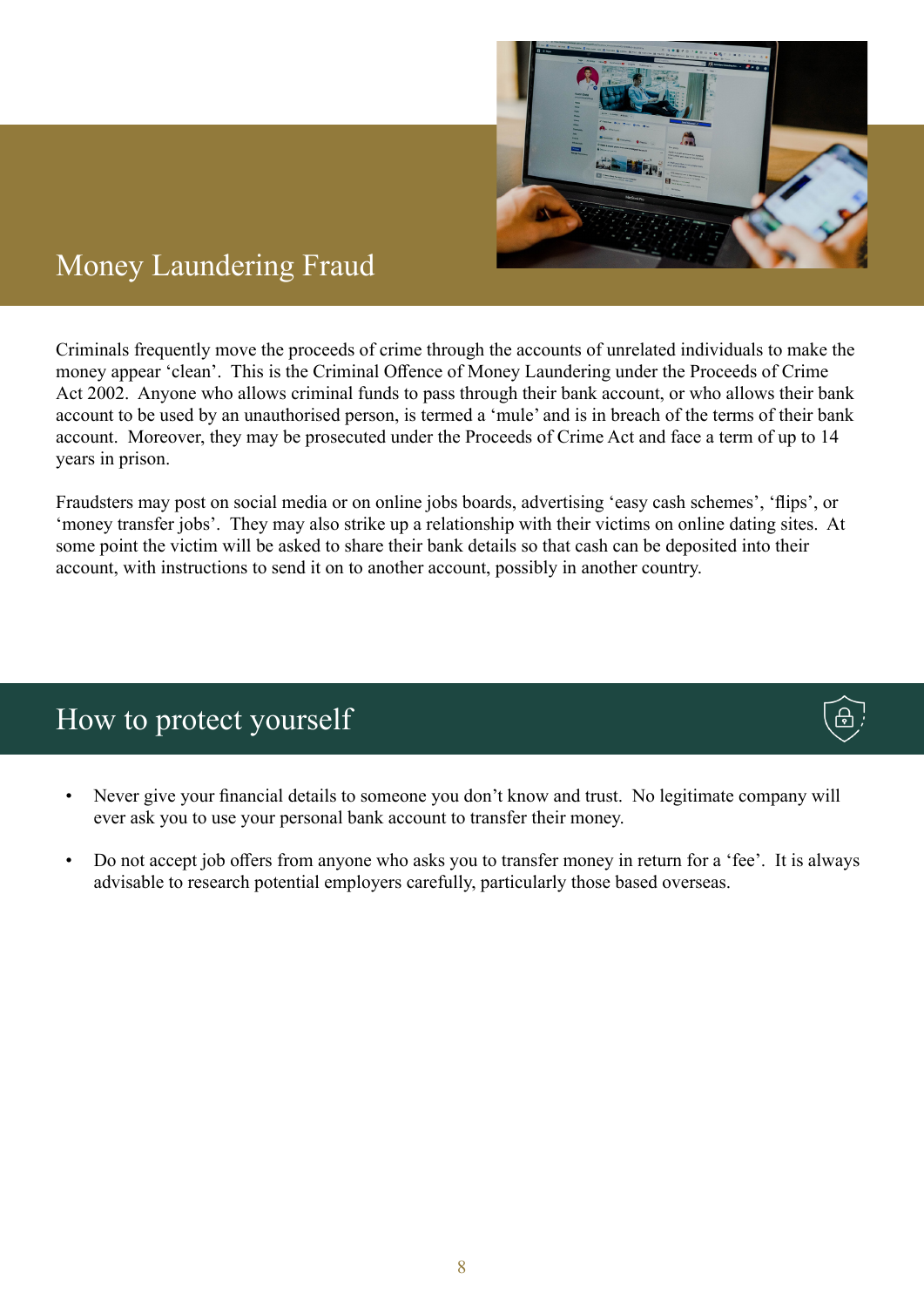# Money Laundering Fraud

Criminals frequently move the proceeds of crime through the accounts of unrelated individuals to make the money appear 'clean'. This is the Criminal Offence of Money Laundering under the Proceeds of Crime Act 2002. Anyone who allows criminal funds to pass through their bank account, or who allows their bank account to be used by an unauthorised person, is termed a 'mule' and is in breach of the terms of their bank account. Moreover, they may be prosecuted under the Proceeds of Crime Act and face a term of up to 14 years in prison.

Fraudsters may post on social media or on online jobs boards, advertising 'easy cash schemes', 'flips', or 'money transfer jobs'. They may also strike up a relationship with their victims on online dating sites. At some point the victim will be asked to share their bank details so that cash can be deposited into their account, with instructions to send it on to another account, possibly in another country.

## How to protect yourself

- Never give your financial details to someone you don't know and trust. No legitimate company will ever ask you to use your personal bank account to transfer their money.
- Do not accept job offers from anyone who asks you to transfer money in return for a 'fee'. It is always advisable to research potential employers carefully, particularly those based overseas.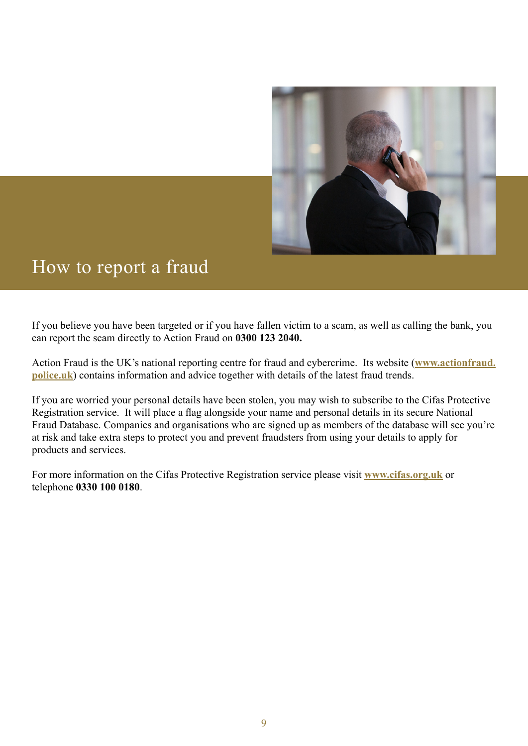# How to report a fraud

If you believe you have been targeted or if you have fallen victim to a scam, as well as calling the bank, you can report the scam directly to Action Fraud on **0300 123 2040.**

Action Fraud is the UK's national reporting centre for fraud and cybercrime. Its website (**www.actionfraud.police.uk**) contains information and advice together with details of the latest fraud trends.

If you are worried your personal details have been stolen, you may wish to subscribe to the Cifas Protective Registration service. It will place a flag alongside your name and personal details in its secure National Fraud Database. Companies and organisations who are signed up as members of the database will see you're at risk and take extra steps to protect you and prevent fraudsters from using your details to apply for products and services.

For more information on the Cifas Protective Registration service please visit **www.cifas.org.uk** or telephone **0330 100 0180**.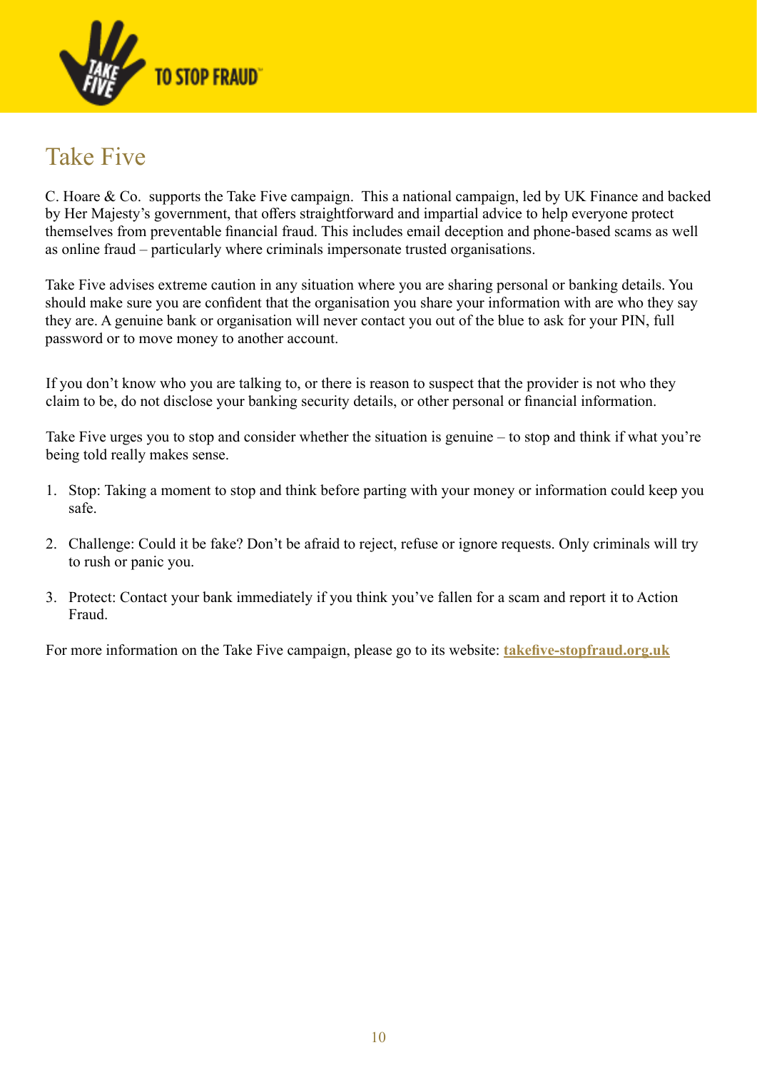TO STOP FRAUD

# Take Five

C. Hoare & Co. supports the Take Five campaign. This a national campaign, led by UK Finance and backed by Her Majesty's government, that offers straightforward and impartial advice to help everyone protect themselves from preventable financial fraud. This includes email deception and phone-based scams as well as online fraud – particularly where criminals impersonate trusted organisations.

Take Five advises extreme caution in any situation where you are sharing personal or banking details. You should make sure you are confident that the organisation you share your information with are who they say they are. A genuine bank or organisation will never contact you out of the blue to ask for your PIN, full password or to move money to another account.

If you don't know who you are talking to, or there is reason to suspect that the provider is not who they claim to be, do not disclose your banking security details, or other personal or financial information.

Take Five urges you to stop and consider whether the situation is genuine – to stop and think if what you're being told really makes sense.

1. Stop: Taking a moment to stop and think before parting with your money or information could keep you safe.

2. Challenge: Could it be fake? Don't be afraid to reject, refuse or ignore requests. Only criminals will try to rush or panic you.

3. Protect: Contact your bank immediately if you think you've fallen for a scam and report it to Action Fraud.

For more information on the Take Five campaign, please go to its website: **takefive-stopfraud.org.uk**